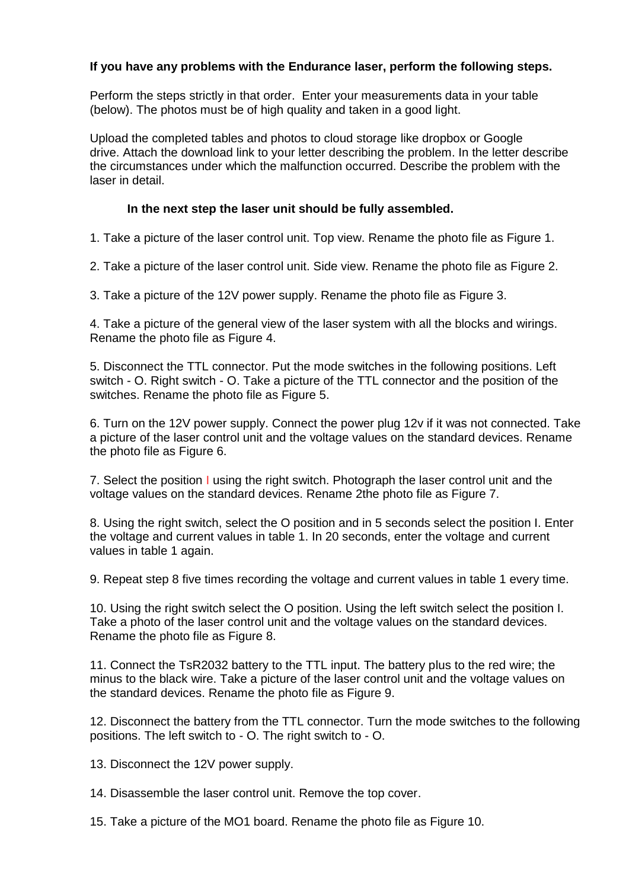**If you have any problems with the Endurance laser, perform the following steps.**

Perform the steps strictly in that order. Enter your measurements data in your table (below). The photos must be of high quality and taken in a good light.

Upload the completed tables and photos to cloud storage like dropbox or Google drive. Attach the download link to your letter describing the problem. In the letter describe the circumstances under which the malfunction occurred. Describe the problem with the laser in detail.

**In the next step the laser unit should be fully assembled.**

1. Take a picture of the laser control unit. Top view. Rename the photo file as Figure 1.

2. Take a picture of the laser control unit. Side view. Rename the photo file as Figure 2.

3. Take a picture of the 12V power supply. Rename the photo file as Figure 3.

4. Take a picture of the general view of the laser system with all the blocks and wirings. Rename the photo file as Figure 4.

5. Disconnect the TTL connector. Put the mode switches in the following positions. Left switch - O. Right switch - O. Take a picture of the TTL connector and the position of the switches. Rename the photo file as Figure 5.

6. Turn on the 12V power supply. Connect the power plug 12v if it was not connected. Take a picture of the laser control unit and the voltage values on the standard devices. Rename the photo file as Figure 6.

7. Select the position I using the right switch. Photograph the laser control unit and the voltage values on the standard devices. Rename 2the photo file as Figure 7.

8. Using the right switch, select the O position and in 5 seconds select the position I. Enter the voltage and current values in table 1. In 20 seconds, enter the voltage and current values in table 1 again.

9. Repeat step 8 five times recording the voltage and current values in table 1 every time.

10. Using the right switch select the O position. Using the left switch select the position I. Take a photo of the laser control unit and the voltage values on the standard devices. Rename the photo file as Figure 8.

11. Connect the TsR2032 battery to the TTL input. The battery plus to the red wire; the minus to the black wire. Take a picture of the laser control unit and the voltage values on the standard devices. Rename the photo file as Figure 9.

12. Disconnect the battery from the TTL connector. Turn the mode switches to the following positions. The left switch to - O. The right switch to - O.

13. Disconnect the 12V power supply.

14. Disassemble the laser control unit. Remove the top cover.

15. Take a picture of the MO1 board. Rename the photo file as Figure 10.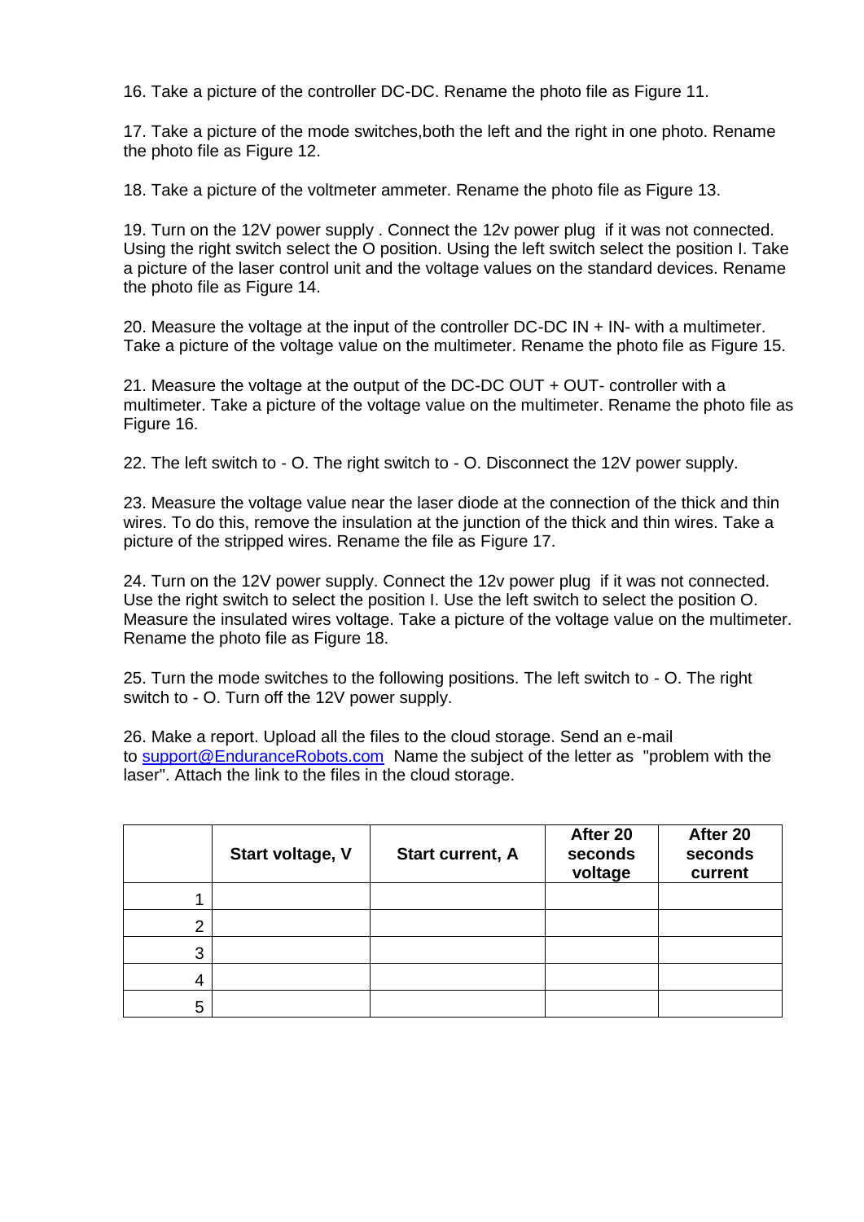16. Take a picture of the controller DC-DC. Rename the photo file as Figure 11.

17. Take a picture of the mode switches,both the left and the right in one photo. Rename the photo file as Figure 12.

18. Take a picture of the voltmeter ammeter. Rename the photo file as Figure 13.

19. Turn on the 12V power supply . Connect the 12v power plug if it was not connected. Using the right switch select the O position. Using the left switch select the position I. Take a picture of the laser control unit and the voltage values on the standard devices. Rename the photo file as Figure 14.

20. Measure the voltage at the input of the controller DC-DC IN + IN- with a multimeter. Take a picture of the voltage value on the multimeter. Rename the photo file as Figure 15.

21. Measure the voltage at the output of the DC-DC OUT + OUT- controller with a multimeter. Take a picture of the voltage value on the multimeter. Rename the photo file as Figure 16.

22. The left switch to - O. The right switch to - O. Disconnect the 12V power supply.

23. Measure the voltage value near the laser diode at the connection of the thick and thin wires. To do this, remove the insulation at the junction of the thick and thin wires. Take a picture of the stripped wires. Rename the file as Figure 17.

24. Turn on the 12V power supply. Connect the 12v power plug if it was not connected. Use the right switch to select the position I. Use the left switch to select the position O. Measure the insulated wires voltage. Take a picture of the voltage value on the multimeter. Rename the photo file as Figure 18.

25. Turn the mode switches to the following positions. The left switch to - O. The right switch to - O. Turn off the 12V power supply.

26. Make a report. Upload all the files to the cloud storage. Send an e-mail to support@EnduranceRobots.com Name the subject of the letter as "problem with the laser". Attach the link to the files in the cloud storage.

| | **Start voltage, V** | **Start current, A** | **After 20 seconds voltage** | **After 20 seconds current** |
|---|---|---|---|---|
| 1 | | | | |
| 2 | | | | |
| 3 | | | | |
| 4 | | | | |
| 5 | | | | |